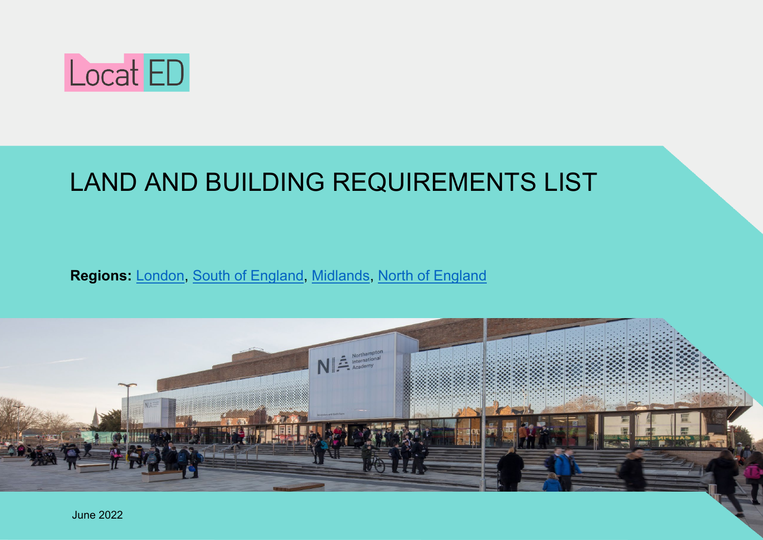LocatED

# LAND AND BUILDING REQUIREMENTS LIST

**Regions:** London, South of England, Midlands, North of England

June 2022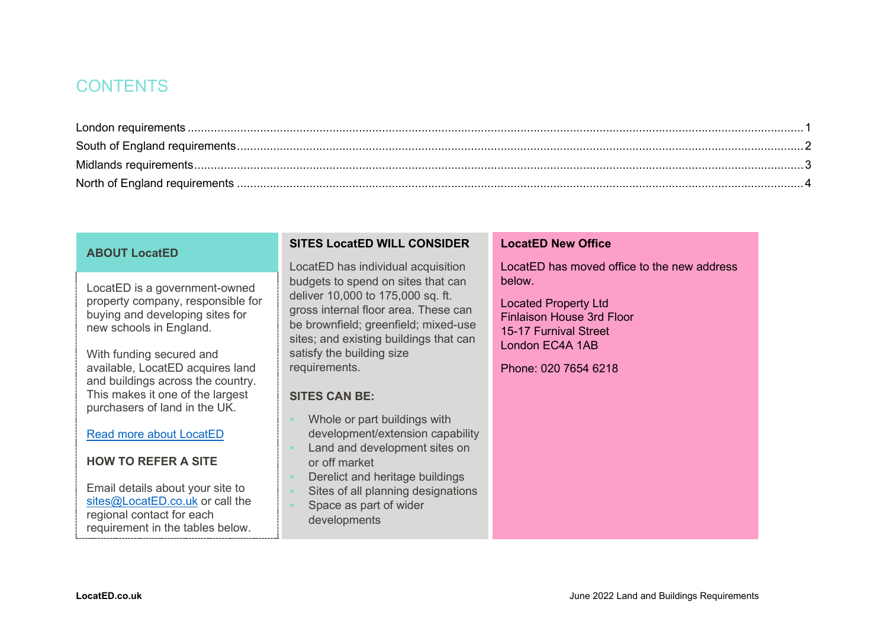# CONTENTS

London requirements ..... 1
South of England requirements ..... 2
Midlands requirements ..... 3
North of England requirements ..... 4

## ABOUT LocatED

LocatED is a government-owned property company, responsible for buying and developing sites for new schools in England.

With funding secured and available, LocatED acquires land and buildings across the country. This makes it one of the largest purchasers of land in the UK.

[Read more about LocatED]

### HOW TO REFER A SITE

Email details about your site to sites@LocatED.co.uk or call the regional contact for each requirement in the tables below.

## SITES LocatED WILL CONSIDER

LocatED has individual acquisition budgets to spend on sites that can deliver 10,000 to 175,000 sq. ft. gross internal floor area. These can be brownfield; greenfield; mixed-use sites; and existing buildings that can satisfy the building size requirements.

### SITES CAN BE:

- Whole or part buildings with development/extension capability
- Land and development sites on or off market
- Derelict and heritage buildings
- Sites of all planning designations
- Space as part of wider developments

## LocatED New Office

LocatED has moved office to the new address below.

Located Property Ltd
Finlaison House 3rd Floor
15-17 Furnival Street
London EC4A 1AB

Phone: 020 7654 6218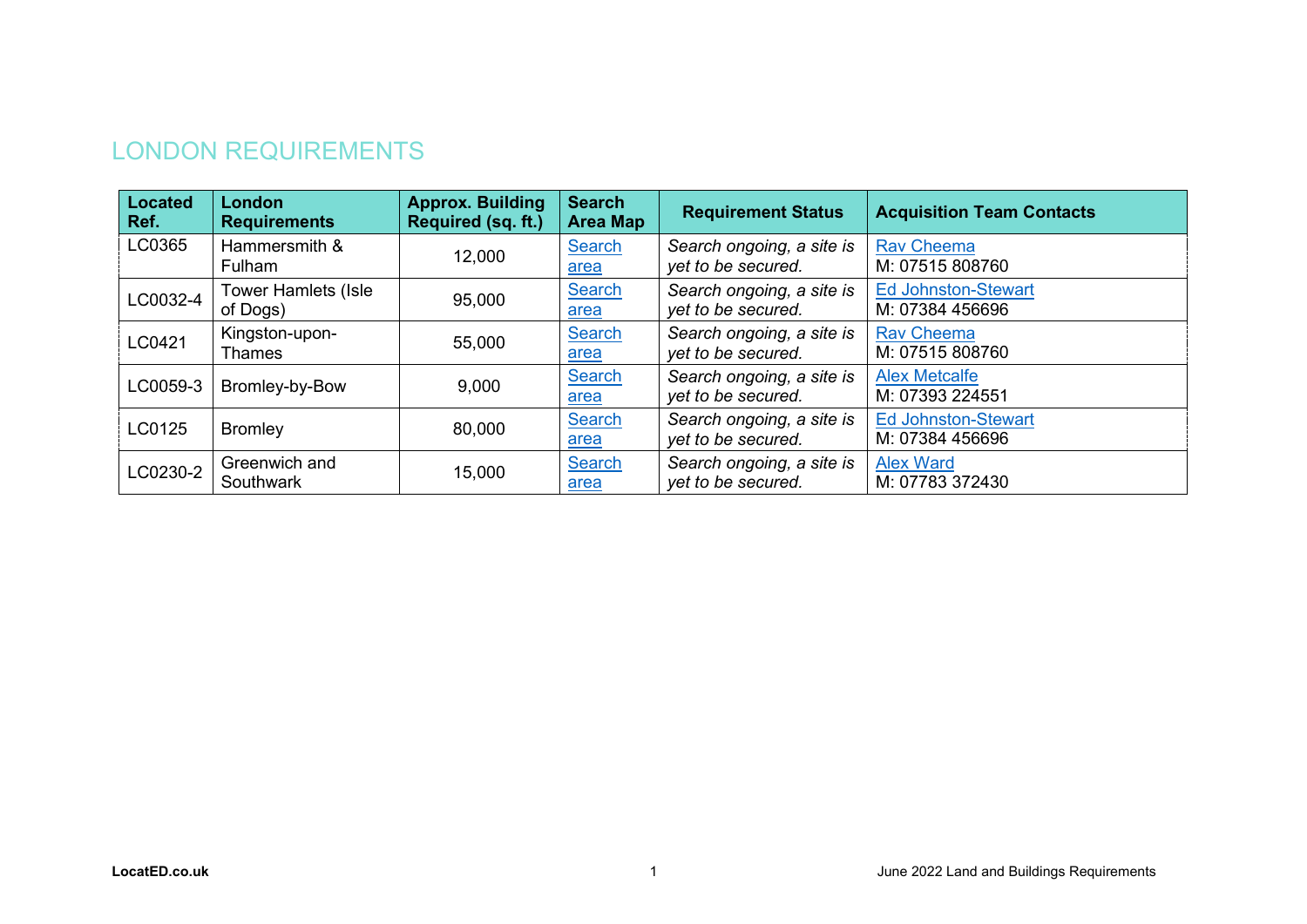## LONDON REQUIREMENTS

| Located Ref. | London Requirements | Approx. Building Required (sq. ft.) | Search Area Map | Requirement Status | Acquisition Team Contacts |
|---|---|---|---|---|---|
| LC0365 | Hammersmith & Fulham | 12,000 | Search area | *Search ongoing, a site is yet to be secured.* | Rav Cheema<br>M: 07515 808760 |
| LC0032-4 | Tower Hamlets (Isle of Dogs) | 95,000 | Search area | *Search ongoing, a site is yet to be secured.* | Ed Johnston-Stewart<br>M: 07384 456696 |
| LC0421 | Kingston-upon-Thames | 55,000 | Search area | *Search ongoing, a site is yet to be secured.* | Rav Cheema<br>M: 07515 808760 |
| LC0059-3 | Bromley-by-Bow | 9,000 | Search area | *Search ongoing, a site is yet to be secured.* | Alex Metcalfe<br>M: 07393 224551 |
| LC0125 | Bromley | 80,000 | Search area | *Search ongoing, a site is yet to be secured.* | Ed Johnston-Stewart<br>M: 07384 456696 |
| LC0230-2 | Greenwich and Southwark | 15,000 | Search area | *Search ongoing, a site is yet to be secured.* | Alex Ward<br>M: 07783 372430 |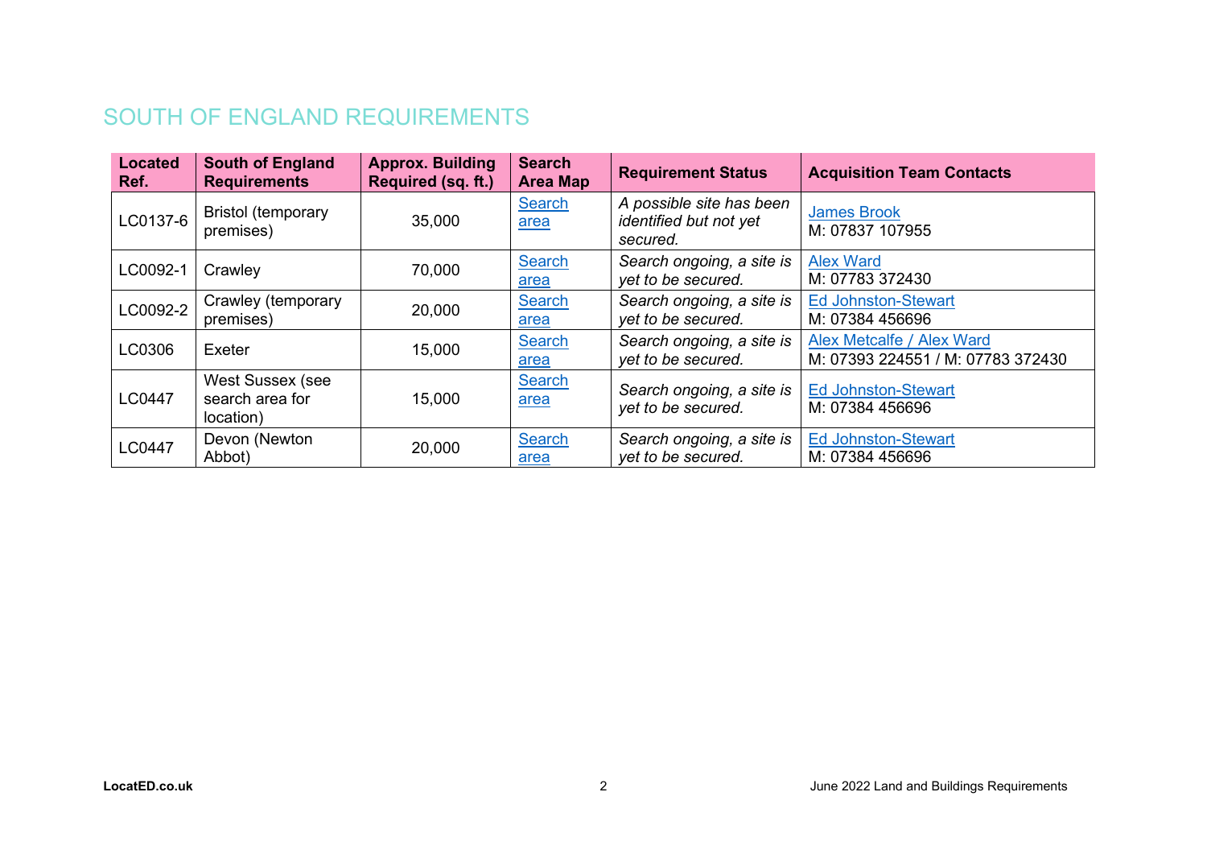## SOUTH OF ENGLAND REQUIREMENTS

| Located Ref. | South of England Requirements | Approx. Building Required (sq. ft.) | Search Area Map | Requirement Status | Acquisition Team Contacts |
|---|---|---|---|---|---|
| LC0137-6 | Bristol (temporary premises) | 35,000 | Search area | *A possible site has been identified but not yet secured.* | James Brook<br>M: 07837 107955 |
| LC0092-1 | Crawley | 70,000 | Search area | *Search ongoing, a site is yet to be secured.* | Alex Ward<br>M: 07783 372430 |
| LC0092-2 | Crawley (temporary premises) | 20,000 | Search area | *Search ongoing, a site is yet to be secured.* | Ed Johnston-Stewart<br>M: 07384 456696 |
| LC0306 | Exeter | 15,000 | Search area | *Search ongoing, a site is yet to be secured.* | Alex Metcalfe / Alex Ward<br>M: 07393 224551 / M: 07783 372430 |
| LC0447 | West Sussex (see search area for location) | 15,000 | Search area | *Search ongoing, a site is yet to be secured.* | Ed Johnston-Stewart<br>M: 07384 456696 |
| LC0447 | Devon (Newton Abbot) | 20,000 | Search area | *Search ongoing, a site is yet to be secured.* | Ed Johnston-Stewart<br>M: 07384 456696 |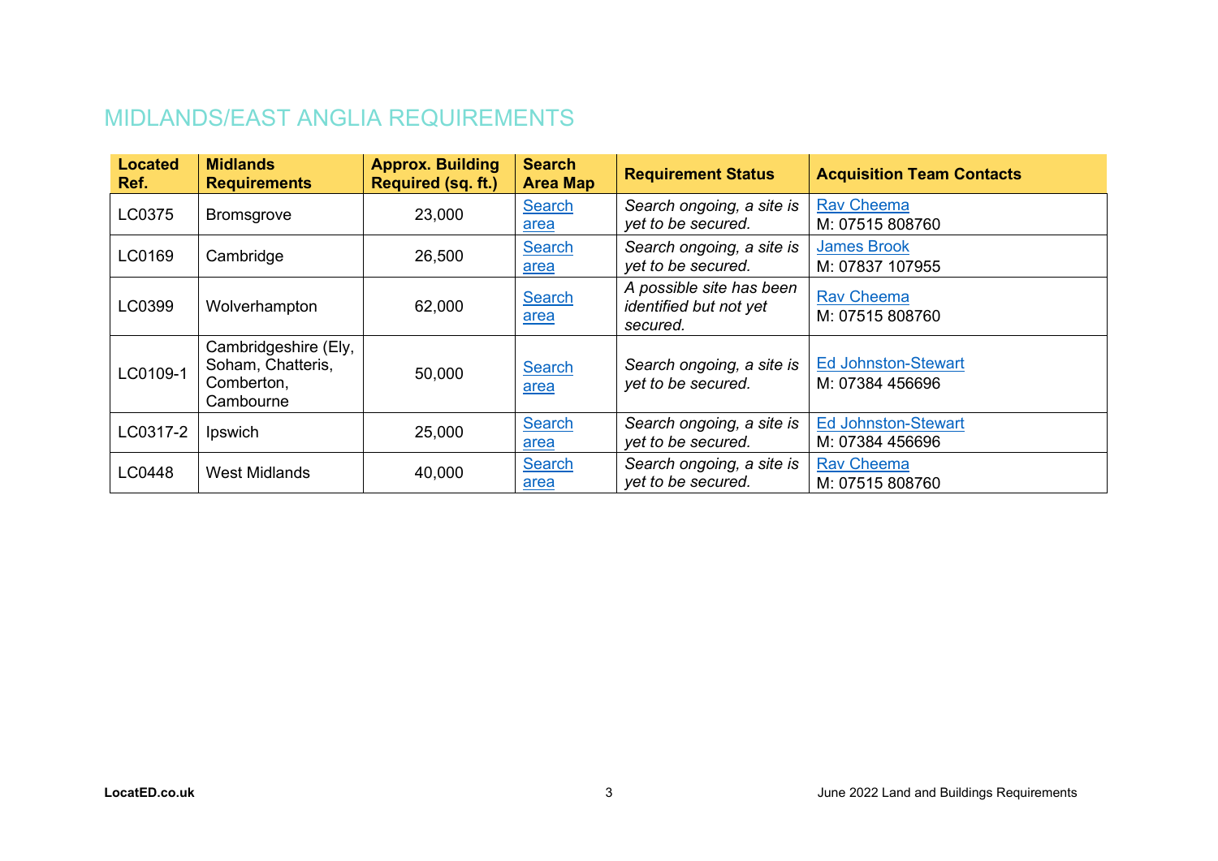## MIDLANDS/EAST ANGLIA REQUIREMENTS

| Located Ref. | Midlands Requirements | Approx. Building Required (sq. ft.) | Search Area Map | Requirement Status | Acquisition Team Contacts |
|---|---|---|---|---|---|
| LC0375 | Bromsgrove | 23,000 | Search area | *Search ongoing, a site is yet to be secured.* | Rav Cheema<br>M: 07515 808760 |
| LC0169 | Cambridge | 26,500 | Search area | *Search ongoing, a site is yet to be secured.* | James Brook<br>M: 07837 107955 |
| LC0399 | Wolverhampton | 62,000 | Search area | *A possible site has been identified but not yet secured.* | Rav Cheema<br>M: 07515 808760 |
| LC0109-1 | Cambridgeshire (Ely, Soham, Chatteris, Comberton, Cambourne | 50,000 | Search area | *Search ongoing, a site is yet to be secured.* | Ed Johnston-Stewart<br>M: 07384 456696 |
| LC0317-2 | Ipswich | 25,000 | Search area | *Search ongoing, a site is yet to be secured.* | Ed Johnston-Stewart<br>M: 07384 456696 |
| LC0448 | West Midlands | 40,000 | Search area | *Search ongoing, a site is yet to be secured.* | Rav Cheema<br>M: 07515 808760 |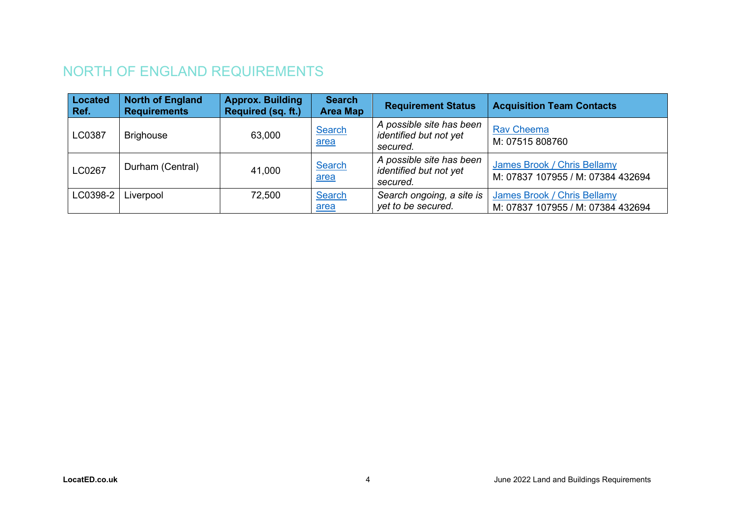# NORTH OF ENGLAND REQUIREMENTS

| Located Ref. | North of England Requirements | Approx. Building Required (sq. ft.) | Search Area Map | Requirement Status | Acquisition Team Contacts |
|---|---|---|---|---|---|
| LC0387 | Brighouse | 63,000 | Search area | *A possible site has been identified but not yet secured.* | Rav Cheema<br>M: 07515 808760 |
| LC0267 | Durham (Central) | 41,000 | Search area | *A possible site has been identified but not yet secured.* | James Brook / Chris Bellamy<br>M: 07837 107955 / M: 07384 432694 |
| LC0398-2 | Liverpool | 72,500 | Search area | *Search ongoing, a site is yet to be secured.* | James Brook / Chris Bellamy<br>M: 07837 107955 / M: 07384 432694 |